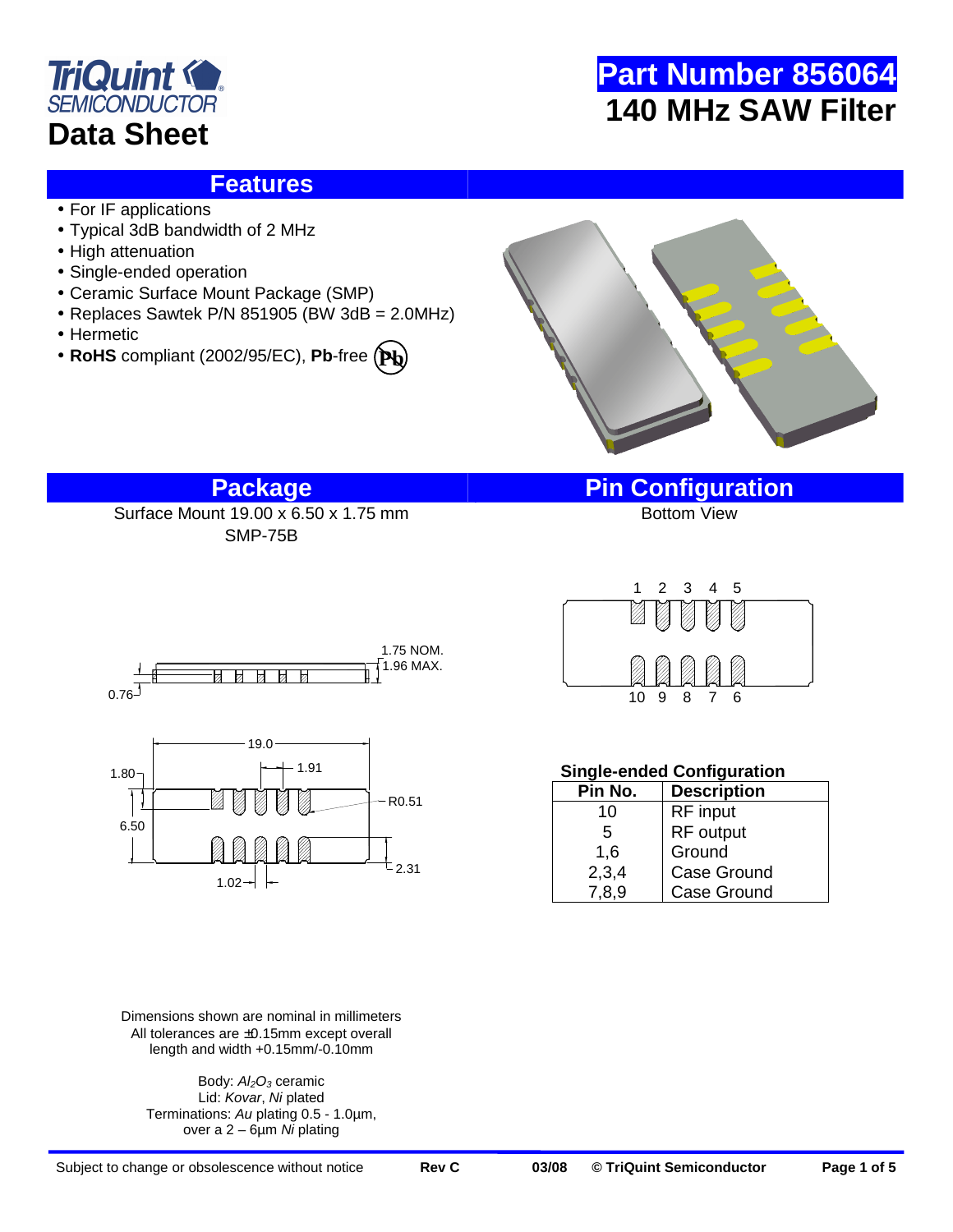TriQuint SEMICONDUCTOR

# Data Sheet

# Part Number 856064

# 140 MHz SAW Filter

## Features

- For IF applications
- Typical 3dB bandwidth of 2 MHz
- High attenuation
- Single-ended operation
- Ceramic Surface Mount Package (SMP)
- Replaces Sawtek P/N 851905 (BW 3dB = 2.0MHz)
- Hermetic
- **RoHS** compliant (2002/95/EC), **Pb**-free

## Package

Surface Mount 19.00 x 6.50 x 1.75 mm

SMP-75B

1.75 NOM.
1.96 MAX.
0.76

19.0
1.91
1.80
R0.51
6.50
2.31
1.02

Dimensions shown are nominal in millimeters
All tolerances are ±0.15mm except overall length and width +0.15mm/-0.10mm

Body: $Al_2O_3$ ceramic
Lid: *Kovar*, *Ni* plated
Terminations: *Au* plating 0.5 - 1.0µm, over a 2 – 6µm *Ni* plating

## Pin Configuration

Bottom View

1 2 3 4 5

10 9 8 7 6

**Single-ended Configuration**

| Pin No. | Description |
|---|---|
| 10 | RF input |
| 5 | RF output |
| 1,6 | Ground |
| 2,3,4 | Case Ground |
| 7,8,9 | Case Ground |

Subject to change or obsolescence without notice **Rev C** **03/08** **© TriQuint Semiconductor**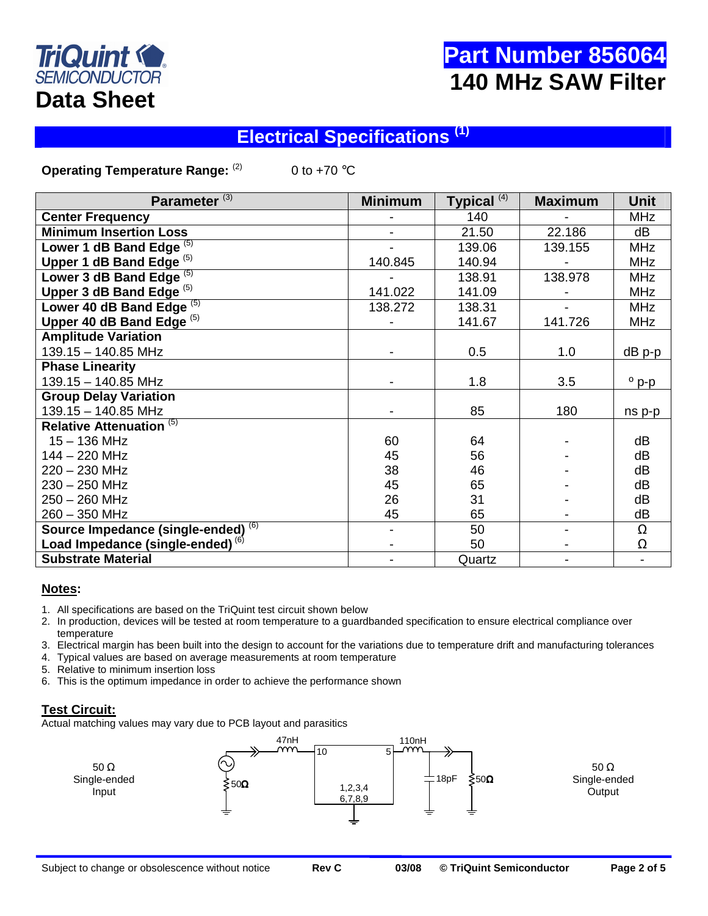TriQuint SEMICONDUCTOR

# Data Sheet

# Part Number 856064
# 140 MHz SAW Filter

## Electrical Specifications [(1)]

**Operating Temperature Range:** [(2)] 0 to +70 °C

| Parameter [(3)] | Minimum | Typical [(4)] | Maximum | Unit |
|---|---|---|---|---|
| **Center Frequency** | - | 140 | - | MHz |
| **Minimum Insertion Loss** | - | 21.50 | 22.186 | dB |
| **Lower 1 dB Band Edge** [(5)] | - | 139.06 | 139.155 | MHz |
| **Upper 1 dB Band Edge** [(5)] | 140.845 | 140.94 | - | MHz |
| **Lower 3 dB Band Edge** [(5)] | - | 138.91 | 138.978 | MHz |
| **Upper 3 dB Band Edge** [(5)] | 141.022 | 141.09 | - | MHz |
| **Lower 40 dB Band Edge** [(5)] | 138.272 | 138.31 | - | MHz |
| **Upper 40 dB Band Edge** [(5)] | - | 141.67 | 141.726 | MHz |
| **Amplitude Variation** | | | | |
| 139.15 – 140.85 MHz | - | 0.5 | 1.0 | dB p-p |
| **Phase Linearity** | | | | |
| 139.15 – 140.85 MHz | - | 1.8 | 3.5 | ° p-p |
| **Group Delay Variation** | | | | |
| 139.15 – 140.85 MHz | - | 85 | 180 | ns p-p |
| **Relative Attenuation** [(5)] | | | | |
| 15 – 136 MHz | 60 | 64 | - | dB |
| 144 – 220 MHz | 45 | 56 | - | dB |
| 220 – 230 MHz | 38 | 46 | - | dB |
| 230 – 250 MHz | 45 | 65 | - | dB |
| 250 – 260 MHz | 26 | 31 | - | dB |
| 260 – 350 MHz | 45 | 65 | - | dB |
| **Source Impedance (single-ended)** [(6)] | - | 50 | - | Ω |
| **Load Impedance (single-ended)** [(6)] | - | 50 | - | Ω |
| **Substrate Material** | - | Quartz | - | - |

### Notes:

1. All specifications are based on the TriQuint test circuit shown below
2. In production, devices will be tested at room temperature to a guardbanded specification to ensure electrical compliance over temperature
3. Electrical margin has been built into the design to account for the variations due to temperature drift and manufacturing tolerances
4. Typical values are based on average measurements at room temperature
5. Relative to minimum insertion loss
6. This is the optimum impedance in order to achieve the performance shown

### Test Circuit:

Actual matching values may vary due to PCB layout and parasitics

50 Ω Single-ended Input — 50Ω — 47nH — 10 — 1,2,3,4 6,7,8,9 — 5 — 110nH — 18pF — 50Ω — 50 Ω Single-ended Output

Subject to change or obsolescence without notice | Rev C | 03/08 | © TriQuint Semiconductor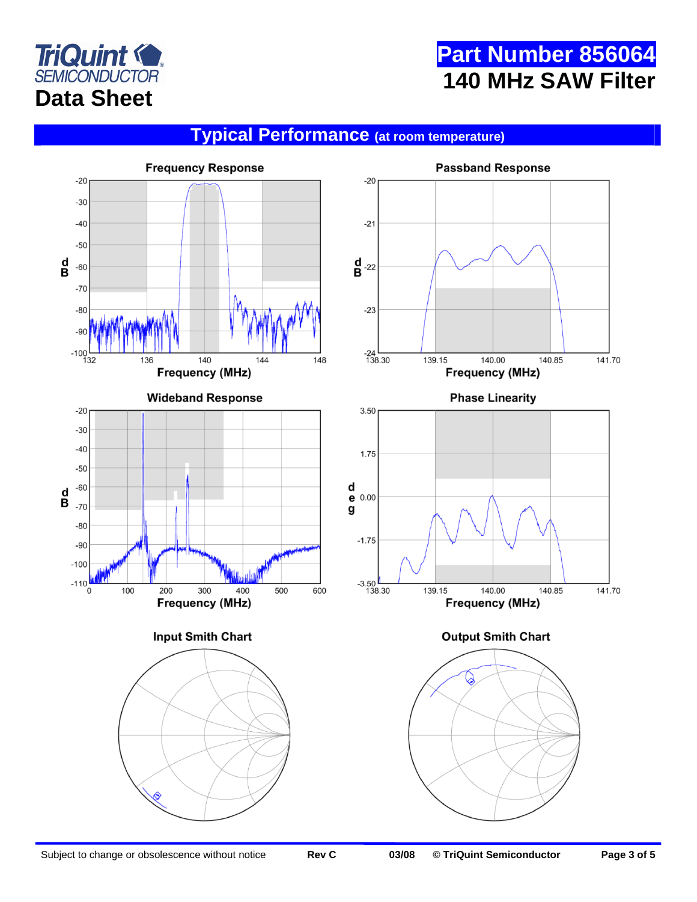# Typical Performance (at room temperature)

Frequency Response

Passband Response

Wideband Response

Phase Linearity

Input Smith Chart

Output Smith Chart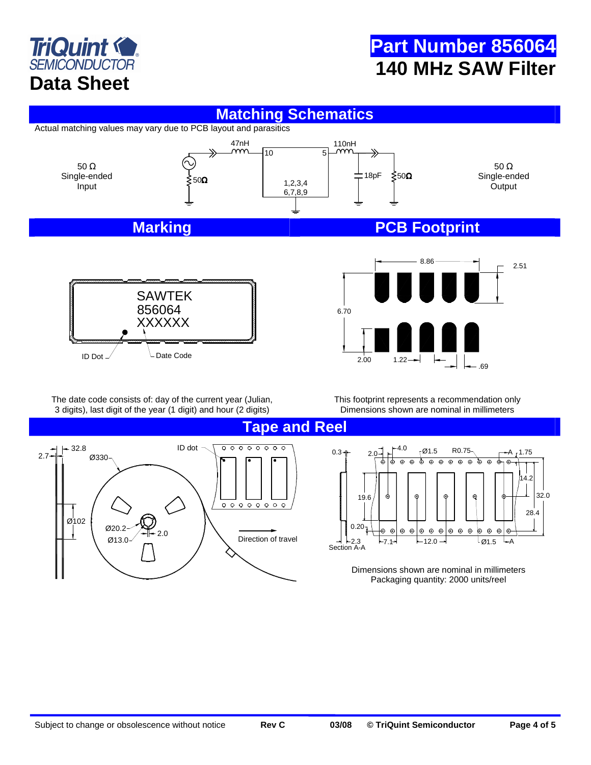# Part Number 856064
## 140 MHz SAW Filter

Data Sheet

## Matching Schematics

Actual matching values may vary due to PCB layout and parasitics

50 Ω Single-ended Input

47nH, 10, 5, 110nH, 50Ω, 1,2,3,4 6,7,8,9, 18pF, 50Ω

50 Ω Single-ended Output

## Marking

SAWTEK
856064
XXXXXX

ID Dot — Date Code

The date code consists of: day of the current year (Julian, 3 digits), last digit of the year (1 digit) and hour (2 digits)

## PCB Footprint

8.86, 2.51, 6.70, 2.00, 1.22, .69

This footprint represents a recommendation only
Dimensions shown are nominal in millimeters

## Tape and Reel

32.8, 2.7, Ø330, ID dot, Ø102, Ø20.2, 2.0, Ø13.0, Direction of travel

0.3, 2.0, 4.0, Ø1.5, R0.75, A, 1.75, 14.2, 19.6, 32.0, 28.4, 0.20, 2.3, Section A-A, 7.1, 12.0, Ø1.5, A

Dimensions shown are nominal in millimeters
Packaging quantity: 2000 units/reel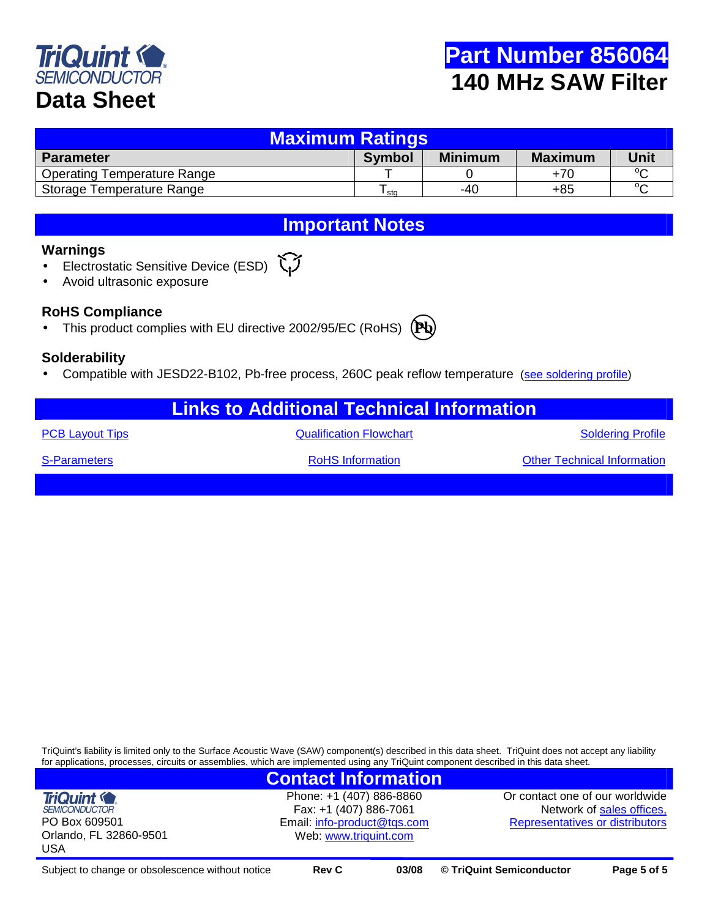## Maximum Ratings

| Parameter | Symbol | Minimum | Maximum | Unit |
|---|---|---|---|---|
| Operating Temperature Range | T | 0 | +70 | °C |
| Storage Temperature Range | $T_{stg}$ | -40 | +85 | °C |

## Important Notes

### Warnings

- Electrostatic Sensitive Device (ESD)
- Avoid ultrasonic exposure

### RoHS Compliance

- This product complies with EU directive 2002/95/EC (RoHS)

### Solderability

- Compatible with JESD22-B102, Pb-free process, 260C peak reflow temperature (see soldering profile)

## Links to Additional Technical Information

| | | |
|---|---|---|
| PCB Layout Tips | Qualification Flowchart | Soldering Profile |
| S-Parameters | RoHS Information | Other Technical Information |

TriQuint's liability is limited only to the Surface Acoustic Wave (SAW) component(s) described in this data sheet. TriQuint does not accept any liability for applications, processes, circuits or assemblies, which are implemented using any TriQuint component described in this data sheet.

## Contact Information

TriQuint SEMICONDUCTOR
PO Box 609501
Orlando, FL 32860-9501
USA

Phone: +1 (407) 886-8860
Fax: +1 (407) 886-7061
Email: info-product@tqs.com
Web: www.triquint.com

Or contact one of our worldwide Network of sales offices, Representatives or distributors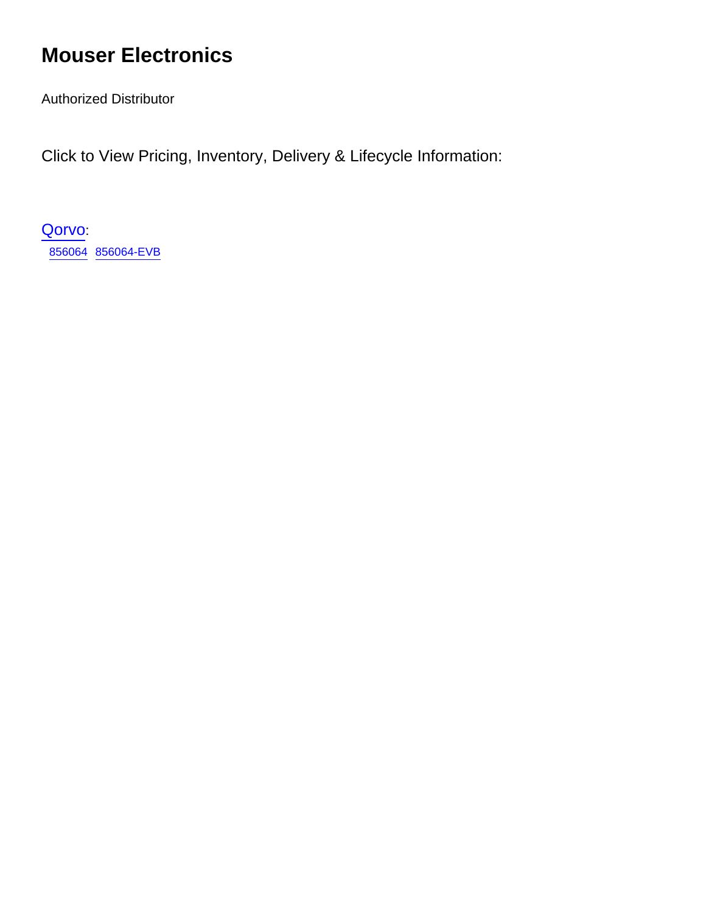# Mouser Electronics

Authorized Distributor

Click to View Pricing, Inventory, Delivery & Lifecycle Information:

Qorvo:

856064 856064-EVB